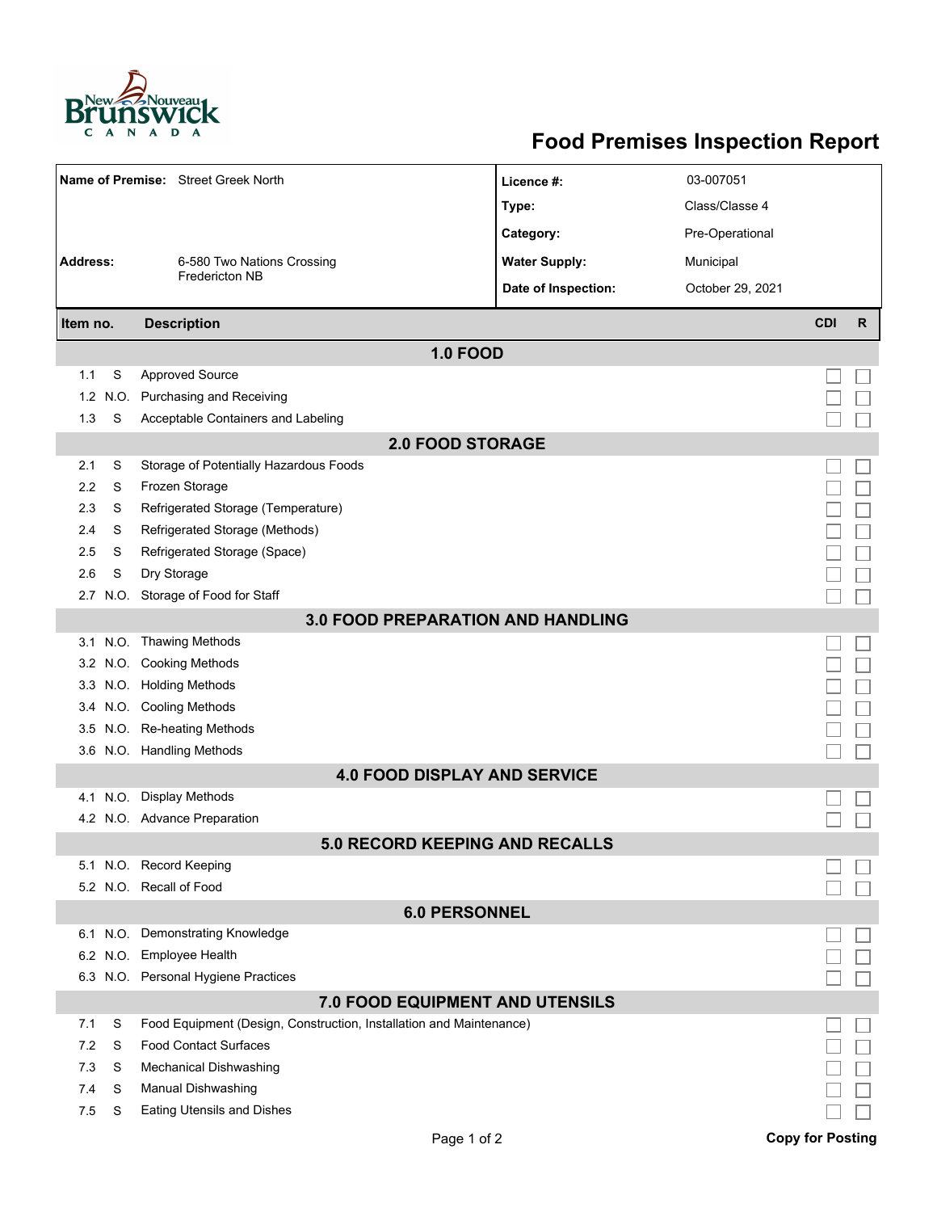# Food Premises Inspection Report

| | | | |
|---|---|---|---|
| **Name of Premise:** | Street Greek North | **Licence #:** | 03-007051 |
| | | **Type:** | Class/Classe 4 |
| | | **Category:** | Pre-Operational |
| **Address:** | 6-580 Two Nations Crossing Fredericton NB | **Water Supply:** | Municipal |
| | | **Date of Inspection:** | October 29, 2021 |

| Item no. | | Description | CDI | R |
|---|---|---|---|---|
| | | **1.0 FOOD** | | |
| 1.1 | S | Approved Source | ☐ | ☐ |
| 1.2 | N.O. | Purchasing and Receiving | ☐ | ☐ |
| 1.3 | S | Acceptable Containers and Labeling | ☐ | ☐ |
| | | **2.0 FOOD STORAGE** | | |
| 2.1 | S | Storage of Potentially Hazardous Foods | ☐ | ☐ |
| 2.2 | S | Frozen Storage | ☐ | ☐ |
| 2.3 | S | Refrigerated Storage (Temperature) | ☐ | ☐ |
| 2.4 | S | Refrigerated Storage (Methods) | ☐ | ☐ |
| 2.5 | S | Refrigerated Storage (Space) | ☐ | ☐ |
| 2.6 | S | Dry Storage | ☐ | ☐ |
| 2.7 | N.O. | Storage of Food for Staff | ☐ | ☐ |
| | | **3.0 FOOD PREPARATION AND HANDLING** | | |
| 3.1 | N.O. | Thawing Methods | ☐ | ☐ |
| 3.2 | N.O. | Cooking Methods | ☐ | ☐ |
| 3.3 | N.O. | Holding Methods | ☐ | ☐ |
| 3.4 | N.O. | Cooling Methods | ☐ | ☐ |
| 3.5 | N.O. | Re-heating Methods | ☐ | ☐ |
| 3.6 | N.O. | Handling Methods | ☐ | ☐ |
| | | **4.0 FOOD DISPLAY AND SERVICE** | | |
| 4.1 | N.O. | Display Methods | ☐ | ☐ |
| 4.2 | N.O. | Advance Preparation | ☐ | ☐ |
| | | **5.0 RECORD KEEPING AND RECALLS** | | |
| 5.1 | N.O. | Record Keeping | ☐ | ☐ |
| 5.2 | N.O. | Recall of Food | ☐ | ☐ |
| | | **6.0 PERSONNEL** | | |
| 6.1 | N.O. | Demonstrating Knowledge | ☐ | ☐ |
| 6.2 | N.O. | Employee Health | ☐ | ☐ |
| 6.3 | N.O. | Personal Hygiene Practices | ☐ | ☐ |
| | | **7.0 FOOD EQUIPMENT AND UTENSILS** | | |
| 7.1 | S | Food Equipment (Design, Construction, Installation and Maintenance) | ☐ | ☐ |
| 7.2 | S | Food Contact Surfaces | ☐ | ☐ |
| 7.3 | S | Mechanical Dishwashing | ☐ | ☐ |
| 7.4 | S | Manual Dishwashing | ☐ | ☐ |
| 7.5 | S | Eating Utensils and Dishes | ☐ | ☐ |

**Copy for Posting**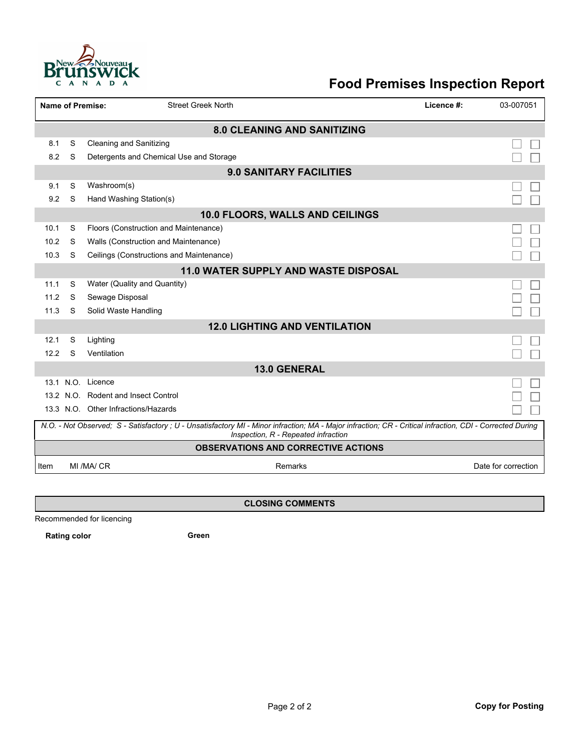# Food Premises Inspection Report

| Name of Premise: | Street Greek North | Licence #: | 03-007051 |
|---|---|---|---|

## 8.0 CLEANING AND SANITIZING

| | | | | |
|---|---|---|---|---|
| 8.1 | S | Cleaning and Sanitizing | ☐ | ☐ |
| 8.2 | S | Detergents and Chemical Use and Storage | ☐ | ☐ |

## 9.0 SANITARY FACILITIES

| | | | | |
|---|---|---|---|---|
| 9.1 | S | Washroom(s) | ☐ | ☐ |
| 9.2 | S | Hand Washing Station(s) | ☐ | ☐ |

## 10.0 FLOORS, WALLS AND CEILINGS

| | | | | |
|---|---|---|---|---|
| 10.1 | S | Floors (Construction and Maintenance) | ☐ | ☐ |
| 10.2 | S | Walls (Construction and Maintenance) | ☐ | ☐ |
| 10.3 | S | Ceilings (Constructions and Maintenance) | ☐ | ☐ |

## 11.0 WATER SUPPLY AND WASTE DISPOSAL

| | | | | |
|---|---|---|---|---|
| 11.1 | S | Water (Quality and Quantity) | ☐ | ☐ |
| 11.2 | S | Sewage Disposal | ☐ | ☐ |
| 11.3 | S | Solid Waste Handling | ☐ | ☐ |

## 12.0 LIGHTING AND VENTILATION

| | | | | |
|---|---|---|---|---|
| 12.1 | S | Lighting | ☐ | ☐ |
| 12.2 | S | Ventilation | ☐ | ☐ |

## 13.0 GENERAL

| | | | | |
|---|---|---|---|---|
| 13.1 | N.O. | Licence | ☐ | ☐ |
| 13.2 | N.O. | Rodent and Insect Control | ☐ | ☐ |
| 13.3 | N.O. | Other Infractions/Hazards | ☐ | ☐ |

*N.O. - Not Observed; S - Satisfactory ; U - Unsatisfactory MI - Minor infraction; MA - Major infraction; CR - Critical infraction, CDI - Corrected During Inspection, R - Repeated infraction*

## OBSERVATIONS AND CORRECTIVE ACTIONS

| Item | MI /MA/ CR | Remarks | Date for correction |
|---|---|---|---|

## CLOSING COMMENTS

Recommended for licencing

**Rating color** **Green**

**Copy for Posting**